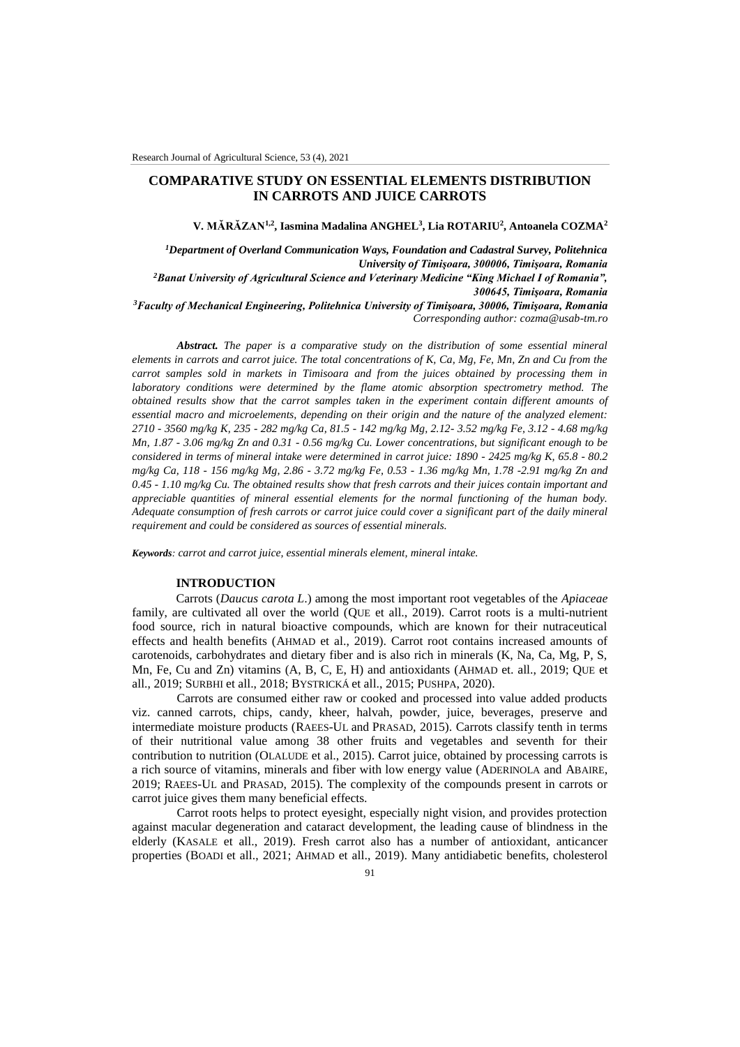# COMPARATIVE STUDY ON ESSENTIAL ELEMENTS DISTRIBUTION IN CARROTS AND JUICE CARROTS

**V. MĂRĂZAN[1,2], Iasmina Madalina ANGHEL[3], Lia ROTARIU[2], Antoanela COZMA[2]**

*[1]Department of Overland Communication Ways, Foundation and Cadastral Survey, Politehnica University of Timişoara, 300006, Timişoara, Romania*
*[2]Banat University of Agricultural Science and Veterinary Medicine "King Michael I of Romania", 300645, Timişoara, Romania*
*[3]Faculty of Mechanical Engineering, Politehnica University of Timişoara, 30006, Timişoara, Romania*
*Corresponding author: cozma@usab-tm.ro*

***Abstract.*** *The paper is a comparative study on the distribution of some essential mineral elements in carrots and carrot juice. The total concentrations of K, Ca, Mg, Fe, Mn, Zn and Cu from the carrot samples sold in markets in Timisoara and from the juices obtained by processing them in laboratory conditions were determined by the flame atomic absorption spectrometry method. The obtained results show that the carrot samples taken in the experiment contain different amounts of essential macro and microelements, depending on their origin and the nature of the analyzed element: 2710 - 3560 mg/kg K, 235 - 282 mg/kg Ca, 81.5 - 142 mg/kg Mg, 2.12- 3.52 mg/kg Fe, 3.12 - 4.68 mg/kg Mn, 1.87 - 3.06 mg/kg Zn and 0.31 - 0.56 mg/kg Cu. Lower concentrations, but significant enough to be considered in terms of mineral intake were determined in carrot juice: 1890 - 2425 mg/kg K, 65.8 - 80.2 mg/kg Ca, 118 - 156 mg/kg Mg, 2.86 - 3.72 mg/kg Fe, 0.53 - 1.36 mg/kg Mn, 1.78 -2.91 mg/kg Zn and 0.45 - 1.10 mg/kg Cu. The obtained results show that fresh carrots and their juices contain important and appreciable quantities of mineral essential elements for the normal functioning of the human body. Adequate consumption of fresh carrots or carrot juice could cover a significant part of the daily mineral requirement and could be considered as sources of essential minerals.*

***Keywords****: carrot and carrot juice, essential minerals element, mineral intake.*

## INTRODUCTION

Carrots (*Daucus carota L.*) among the most important root vegetables of the *Apiaceae* family, are cultivated all over the world (QUE et all., 2019). Carrot roots is a multi-nutrient food source, rich in natural bioactive compounds, which are known for their nutraceutical effects and health benefits (AHMAD et al., 2019). Carrot root contains increased amounts of carotenoids, carbohydrates and dietary fiber and is also rich in minerals (K, Na, Ca, Mg, P, S, Mn, Fe, Cu and Zn) vitamins (A, B, C, E, H) and antioxidants (AHMAD et. all., 2019; QUE et all., 2019; SURBHI et all., 2018; BYSTRICKÁ et all., 2015; PUSHPA, 2020).

Carrots are consumed either raw or cooked and processed into value added products viz. canned carrots, chips, candy, kheer, halvah, powder, juice, beverages, preserve and intermediate moisture products (RAEES-UL and PRASAD, 2015). Carrots classify tenth in terms of their nutritional value among 38 other fruits and vegetables and seventh for their contribution to nutrition (OLALUDE et al., 2015). Carrot juice, obtained by processing carrots is a rich source of vitamins, minerals and fiber with low energy value (ADERINOLA and ABAIRE, 2019; RAEES-UL and PRASAD, 2015). The complexity of the compounds present in carrots or carrot juice gives them many beneficial effects.

Carrot roots helps to protect eyesight, especially night vision, and provides protection against macular degeneration and cataract development, the leading cause of blindness in the elderly (KASALE et all., 2019). Fresh carrot also has a number of antioxidant, anticancer properties (BOADI et all., 2021; AHMAD et all., 2019). Many antidiabetic benefits, cholesterol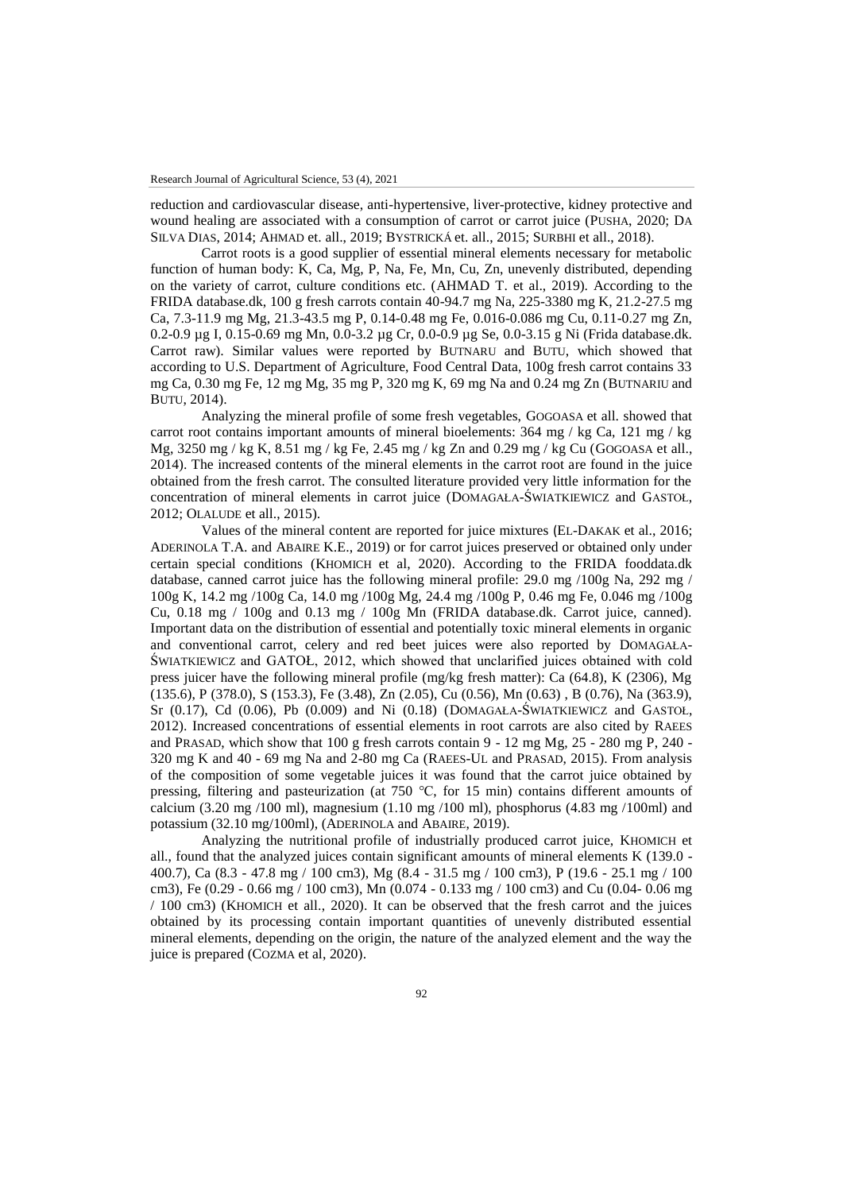reduction and cardiovascular disease, anti-hypertensive, liver-protective, kidney protective and wound healing are associated with a consumption of carrot or carrot juice (PUSHA, 2020; DA SILVA DIAS, 2014; AHMAD et. all., 2019; BYSTRICKÁ et. all., 2015; SURBHI et all., 2018).

Carrot roots is a good supplier of essential mineral elements necessary for metabolic function of human body: K, Ca, Mg, P, Na, Fe, Mn, Cu, Zn, unevenly distributed, depending on the variety of carrot, culture conditions etc. (AHMAD T. et al., 2019). According to the FRIDA database.dk, 100 g fresh carrots contain 40-94.7 mg Na, 225-3380 mg K, 21.2-27.5 mg Ca, 7.3-11.9 mg Mg, 21.3-43.5 mg P, 0.14-0.48 mg Fe, 0.016-0.086 mg Cu, 0.11-0.27 mg Zn, 0.2-0.9 µg I, 0.15-0.69 mg Mn, 0.0-3.2 µg Cr, 0.0-0.9 µg Se, 0.0-3.15 g Ni (Frida database.dk. Carrot raw). Similar values were reported by BUTNARU and BUTU, which showed that according to U.S. Department of Agriculture, Food Central Data, 100g fresh carrot contains 33 mg Ca, 0.30 mg Fe, 12 mg Mg, 35 mg P, 320 mg K, 69 mg Na and 0.24 mg Zn (BUTNARIU and BUTU, 2014).

Analyzing the mineral profile of some fresh vegetables, GOGOASA et all. showed that carrot root contains important amounts of mineral bioelements: 364 mg / kg Ca, 121 mg / kg Mg, 3250 mg / kg K, 8.51 mg / kg Fe, 2.45 mg / kg Zn and 0.29 mg / kg Cu (GOGOASA et all., 2014). The increased contents of the mineral elements in the carrot root are found in the juice obtained from the fresh carrot. The consulted literature provided very little information for the concentration of mineral elements in carrot juice (DOMAGAŁA-ŚWIATKIEWICZ and GASTOŁ, 2012; OLALUDE et all., 2015).

Values of the mineral content are reported for juice mixtures (EL-DAKAK et al., 2016; ADERINOLA T.A. and ABAIRE K.E., 2019) or for carrot juices preserved or obtained only under certain special conditions (KHOMICH et al, 2020). According to the FRIDA fooddata.dk database, canned carrot juice has the following mineral profile: 29.0 mg /100g Na, 292 mg / 100g K, 14.2 mg /100g Ca, 14.0 mg /100g Mg, 24.4 mg /100g P, 0.46 mg Fe, 0.046 mg /100g Cu, 0.18 mg / 100g and 0.13 mg / 100g Mn (FRIDA database.dk. Carrot juice, canned). Important data on the distribution of essential and potentially toxic mineral elements in organic and conventional carrot, celery and red beet juices were also reported by DOMAGAŁA-ŚWIATKIEWICZ and GATOŁ, 2012, which showed that unclarified juices obtained with cold press juicer have the following mineral profile (mg/kg fresh matter): Ca (64.8), K (2306), Mg (135.6), P (378.0), S (153.3), Fe (3.48), Zn (2.05), Cu (0.56), Mn (0.63) , B (0.76), Na (363.9), Sr (0.17), Cd (0.06), Pb (0.009) and Ni (0.18) (DOMAGAŁA-ŚWIATKIEWICZ and GASTOŁ, 2012). Increased concentrations of essential elements in root carrots are also cited by RAEES and PRASAD, which show that 100 g fresh carrots contain 9 - 12 mg Mg, 25 - 280 mg P, 240 - 320 mg K and 40 - 69 mg Na and 2-80 mg Ca (RAEES-UL and PRASAD, 2015). From analysis of the composition of some vegetable juices it was found that the carrot juice obtained by pressing, filtering and pasteurization (at 750 ℃, for 15 min) contains different amounts of calcium (3.20 mg /100 ml), magnesium (1.10 mg /100 ml), phosphorus (4.83 mg /100ml) and potassium (32.10 mg/100ml), (ADERINOLA and ABAIRE, 2019).

Analyzing the nutritional profile of industrially produced carrot juice, KHOMICH et all., found that the analyzed juices contain significant amounts of mineral elements K (139.0 - 400.7), Ca (8.3 - 47.8 mg / 100 cm3), Mg (8.4 - 31.5 mg / 100 cm3), P (19.6 - 25.1 mg / 100 cm3), Fe (0.29 - 0.66 mg / 100 cm3), Mn (0.074 - 0.133 mg / 100 cm3) and Cu (0.04- 0.06 mg / 100 cm3) (KHOMICH et all., 2020). It can be observed that the fresh carrot and the juices obtained by its processing contain important quantities of unevenly distributed essential mineral elements, depending on the origin, the nature of the analyzed element and the way the juice is prepared (COZMA et al, 2020).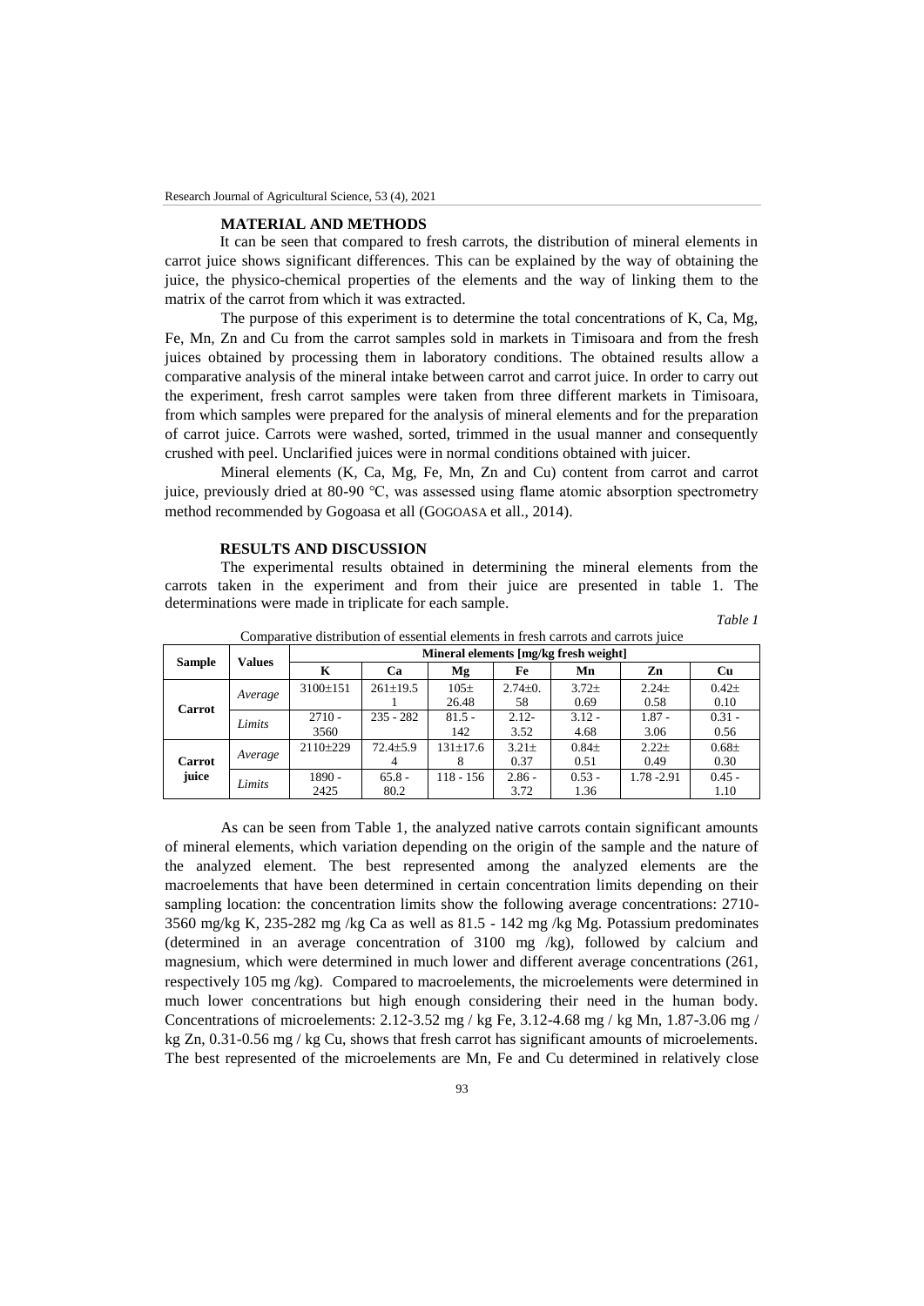## MATERIAL AND METHODS

It can be seen that compared to fresh carrots, the distribution of mineral elements in carrot juice shows significant differences. This can be explained by the way of obtaining the juice, the physico-chemical properties of the elements and the way of linking them to the matrix of the carrot from which it was extracted.

The purpose of this experiment is to determine the total concentrations of K, Ca, Mg, Fe, Mn, Zn and Cu from the carrot samples sold in markets in Timisoara and from the fresh juices obtained by processing them in laboratory conditions. The obtained results allow a comparative analysis of the mineral intake between carrot and carrot juice. In order to carry out the experiment, fresh carrot samples were taken from three different markets in Timisoara, from which samples were prepared for the analysis of mineral elements and for the preparation of carrot juice. Carrots were washed, sorted, trimmed in the usual manner and consequently crushed with peel. Unclarified juices were in normal conditions obtained with juicer.

Mineral elements (K, Ca, Mg, Fe, Mn, Zn and Cu) content from carrot and carrot juice, previously dried at 80-90 ℃, was assessed using flame atomic absorption spectrometry method recommended by Gogoasa et all (GOGOASA et all., 2014).

## RESULTS AND DISCUSSION

The experimental results obtained in determining the mineral elements from the carrots taken in the experiment and from their juice are presented in table 1. The determinations were made in triplicate for each sample.

*Table 1*

Comparative distribution of essential elements in fresh carrots and carrots juice

| Sample | Values | Mineral elements [mg/kg fresh weight] | | | | | | |
|---|---|---|---|---|---|---|---|---|
| | | **K** | **Ca** | **Mg** | **Fe** | **Mn** | **Zn** | **Cu** |
| **Carrot** | *Average* | 3100±151 | 261±19.51 | 105±26.48 | 2.74±0.58 | 3.72±0.69 | 2.24±0.58 | 0.42±0.10 |
| | *Limits* | 2710 - 3560 | 235 - 282 | 81.5 - 142 | 2.12-3.52 | 3.12 - 4.68 | 1.87 - 3.06 | 0.31 - 0.56 |
| **Carrot juice** | *Average* | 2110±229 | 72.4±5.94 | 131±17.68 | 3.21±0.37 | 0.84±0.51 | 2.22±0.49 | 0.68±0.30 |
| | *Limits* | 1890 - 2425 | 65.8 - 80.2 | 118 - 156 | 2.86 - 3.72 | 0.53 - 1.36 | 1.78 -2.91 | 0.45 - 1.10 |

As can be seen from Table 1, the analyzed native carrots contain significant amounts of mineral elements, which variation depending on the origin of the sample and the nature of the analyzed element. The best represented among the analyzed elements are the macroelements that have been determined in certain concentration limits depending on their sampling location: the concentration limits show the following average concentrations: 2710-3560 mg/kg K, 235-282 mg /kg Ca as well as 81.5 - 142 mg /kg Mg. Potassium predominates (determined in an average concentration of 3100 mg /kg), followed by calcium and magnesium, which were determined in much lower and different average concentrations (261, respectively 105 mg /kg). Compared to macroelements, the microelements were determined in much lower concentrations but high enough considering their need in the human body. Concentrations of microelements: 2.12-3.52 mg / kg Fe, 3.12-4.68 mg / kg Mn, 1.87-3.06 mg / kg Zn, 0.31-0.56 mg / kg Cu, shows that fresh carrot has significant amounts of microelements. The best represented of the microelements are Mn, Fe and Cu determined in relatively close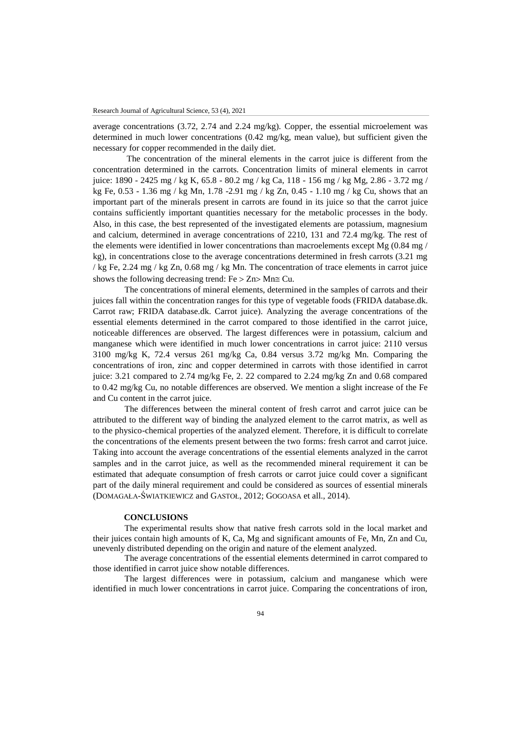average concentrations (3.72, 2.74 and 2.24 mg/kg). Copper, the essential microelement was determined in much lower concentrations (0.42 mg/kg, mean value), but sufficient given the necessary for copper recommended in the daily diet.

The concentration of the mineral elements in the carrot juice is different from the concentration determined in the carrots. Concentration limits of mineral elements in carrot juice: 1890 - 2425 mg / kg K, 65.8 - 80.2 mg / kg Ca, 118 - 156 mg / kg Mg, 2.86 - 3.72 mg / kg Fe, 0.53 - 1.36 mg / kg Mn, 1.78 -2.91 mg / kg Zn, 0.45 - 1.10 mg / kg Cu, shows that an important part of the minerals present in carrots are found in its juice so that the carrot juice contains sufficiently important quantities necessary for the metabolic processes in the body. Also, in this case, the best represented of the investigated elements are potassium, magnesium and calcium, determined in average concentrations of 2210, 131 and 72.4 mg/kg. The rest of the elements were identified in lower concentrations than macroelements except Mg (0.84 mg / kg), in concentrations close to the average concentrations determined in fresh carrots (3.21 mg / kg Fe, 2.24 mg / kg Zn, 0.68 mg / kg Mn. The concentration of trace elements in carrot juice shows the following decreasing trend: Fe > Zn> Mn≅ Cu.

The concentrations of mineral elements, determined in the samples of carrots and their juices fall within the concentration ranges for this type of vegetable foods (FRIDA database.dk. Carrot raw; FRIDA database.dk. Carrot juice). Analyzing the average concentrations of the essential elements determined in the carrot compared to those identified in the carrot juice, noticeable differences are observed. The largest differences were in potassium, calcium and manganese which were identified in much lower concentrations in carrot juice: 2110 versus 3100 mg/kg K, 72.4 versus 261 mg/kg Ca, 0.84 versus 3.72 mg/kg Mn. Comparing the concentrations of iron, zinc and copper determined in carrots with those identified in carrot juice: 3.21 compared to 2.74 mg/kg Fe, 2. 22 compared to 2.24 mg/kg Zn and 0.68 compared to 0.42 mg/kg Cu, no notable differences are observed. We mention a slight increase of the Fe and Cu content in the carrot juice.

The differences between the mineral content of fresh carrot and carrot juice can be attributed to the different way of binding the analyzed element to the carrot matrix, as well as to the physico-chemical properties of the analyzed element. Therefore, it is difficult to correlate the concentrations of the elements present between the two forms: fresh carrot and carrot juice. Taking into account the average concentrations of the essential elements analyzed in the carrot samples and in the carrot juice, as well as the recommended mineral requirement it can be estimated that adequate consumption of fresh carrots or carrot juice could cover a significant part of the daily mineral requirement and could be considered as sources of essential minerals (DOMAGAŁA-ŚWIATKIEWICZ and GASTOŁ, 2012; GOGOASA et all., 2014).

## CONCLUSIONS

The experimental results show that native fresh carrots sold in the local market and their juices contain high amounts of K, Ca, Mg and significant amounts of Fe, Mn, Zn and Cu, unevenly distributed depending on the origin and nature of the element analyzed.

The average concentrations of the essential elements determined in carrot compared to those identified in carrot juice show notable differences.

The largest differences were in potassium, calcium and manganese which were identified in much lower concentrations in carrot juice. Comparing the concentrations of iron,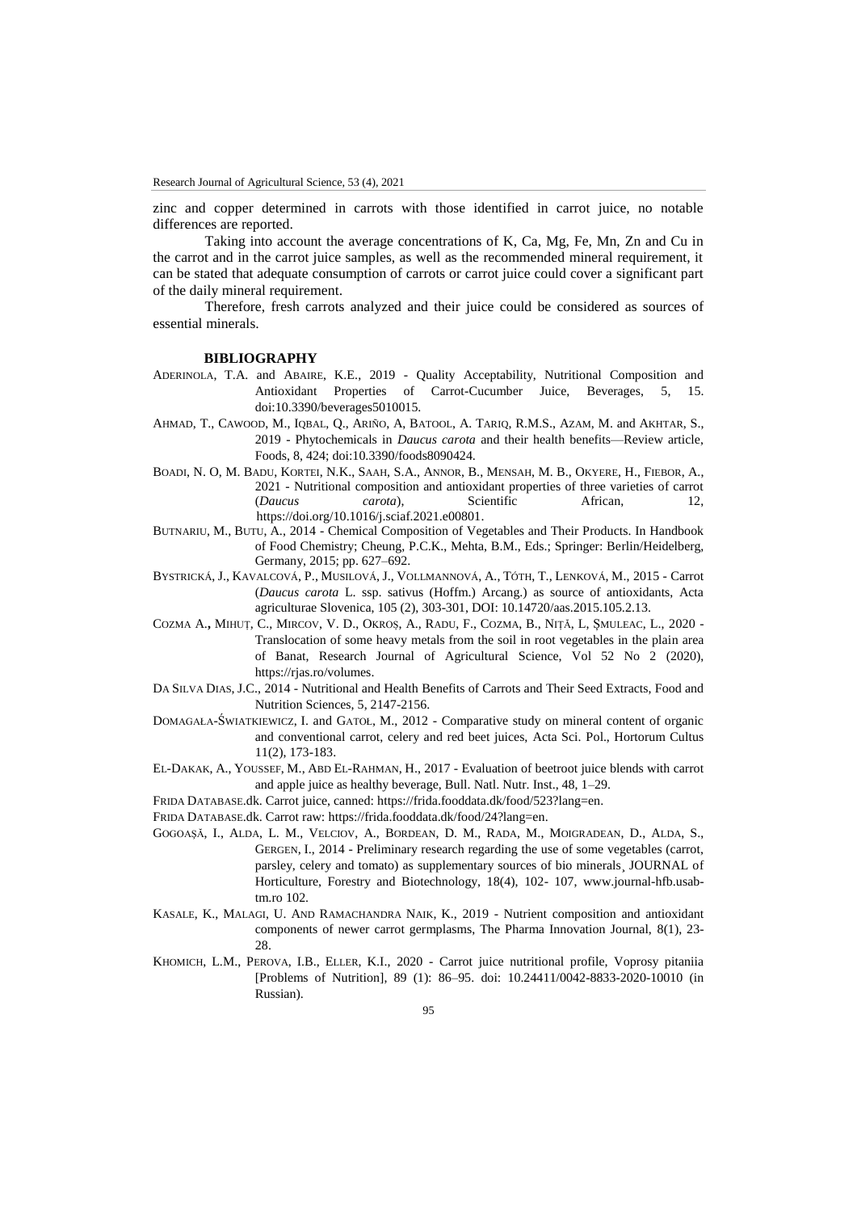zinc and copper determined in carrots with those identified in carrot juice, no notable differences are reported.

Taking into account the average concentrations of K, Ca, Mg, Fe, Mn, Zn and Cu in the carrot and in the carrot juice samples, as well as the recommended mineral requirement, it can be stated that adequate consumption of carrots or carrot juice could cover a significant part of the daily mineral requirement.

Therefore, fresh carrots analyzed and their juice could be considered as sources of essential minerals.

## BIBLIOGRAPHY

ADERINOLA, T.A. and ABAIRE, K.E., 2019 - Quality Acceptability, Nutritional Composition and Antioxidant Properties of Carrot-Cucumber Juice, Beverages, 5, 15. doi:10.3390/beverages5010015.

AHMAD, T., CAWOOD, M., IQBAL, Q., ARIÑO, A, BATOOL, A. TARIQ, R.M.S., AZAM, M. and AKHTAR, S., 2019 - Phytochemicals in *Daucus carota* and their health benefits—Review article, Foods, 8, 424; doi:10.3390/foods8090424.

BOADI, N. O, M. BADU, KORTEI, N.K., SAAH, S.A., ANNOR, B., MENSAH, M. B., OKYERE, H., FIEBOR, A., 2021 - Nutritional composition and antioxidant properties of three varieties of carrot (*Daucus carota*), Scientific African, 12, https://doi.org/10.1016/j.sciaf.2021.e00801.

BUTNARIU, M., BUTU, A., 2014 - Chemical Composition of Vegetables and Their Products. In Handbook of Food Chemistry; Cheung, P.C.K., Mehta, B.M., Eds.; Springer: Berlin/Heidelberg, Germany, 2015; pp. 627–692.

BYSTRICKÁ, J., KAVALCOVÁ, P., MUSILOVÁ, J., VOLLMANNOVÁ, A., TÓTH, T., LENKOVÁ, M., 2015 - Carrot (*Daucus carota* L. ssp. sativus (Hoffm.) Arcang.) as source of antioxidants, Acta agriculturae Slovenica, 105 (2), 303-301, DOI: 10.14720/aas.2015.105.2.13.

COZMA A., MIHUȚ, C., MIRCOV, V. D., OKROȘ, A., RADU, F., COZMA, B., NIȚĂ, L, ȘMULEAC, L., 2020 - Translocation of some heavy metals from the soil in root vegetables in the plain area of Banat, Research Journal of Agricultural Science, Vol 52 No 2 (2020), https://rjas.ro/volumes.

DA SILVA DIAS, J.C., 2014 - Nutritional and Health Benefits of Carrots and Their Seed Extracts, Food and Nutrition Sciences, 5, 2147-2156.

DOMAGAŁA-ŚWIATKIEWICZ, I. and GATOŁ, M., 2012 - Comparative study on mineral content of organic and conventional carrot, celery and red beet juices, Acta Sci. Pol., Hortorum Cultus 11(2), 173-183.

EL-DAKAK, A., YOUSSEF, M., ABD EL-RAHMAN, H., 2017 - Evaluation of beetroot juice blends with carrot and apple juice as healthy beverage, Bull. Natl. Nutr. Inst., 48, 1–29.

FRIDA DATABASE.dk. Carrot juice, canned: https://frida.fooddata.dk/food/523?lang=en.

FRIDA DATABASE.dk. Carrot raw: https://frida.fooddata.dk/food/24?lang=en.

GOGOAȘĂ, I., ALDA, L. M., VELCIOV, A., BORDEAN, D. M., RADA, M., MOIGRADEAN, D., ALDA, S., GERGEN, I., 2014 - Preliminary research regarding the use of some vegetables (carrot, parsley, celery and tomato) as supplementary sources of bio minerals¸ JOURNAL of Horticulture, Forestry and Biotechnology, 18(4), 102- 107, www.journal-hfb.usab-tm.ro 102.

KASALE, K., MALAGI, U. AND RAMACHANDRA NAIK, K., 2019 - Nutrient composition and antioxidant components of newer carrot germplasms, The Pharma Innovation Journal, 8(1), 23-28.

KHOMICH, L.M., PEROVA, I.B., ELLER, K.I., 2020 - Carrot juice nutritional profile, Voprosy pitaniia [Problems of Nutrition], 89 (1): 86–95. doi: 10.24411/0042-8833-2020-10010 (in Russian).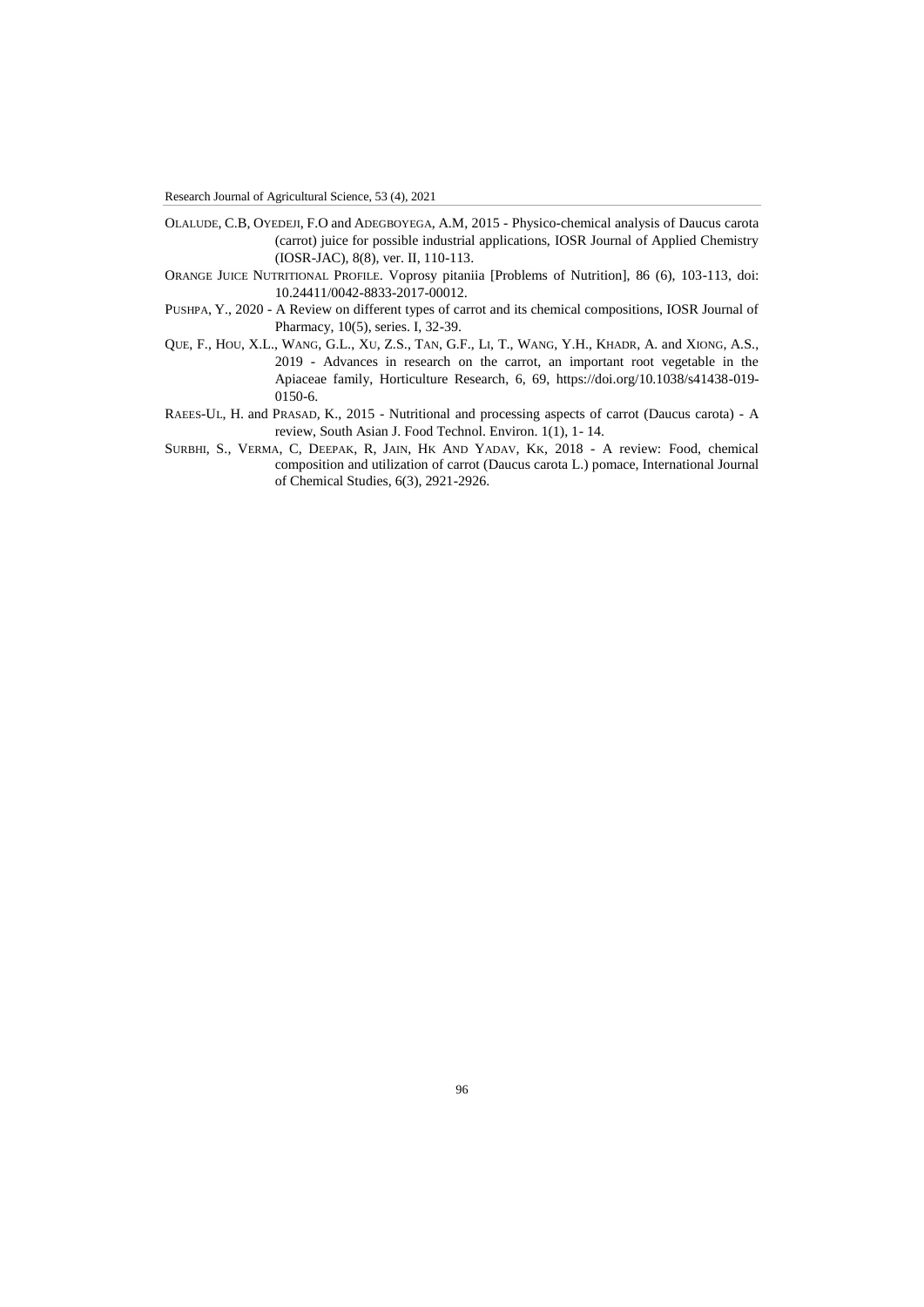OLALUDE, C.B, OYEDEJI, F.O and ADEGBOYEGA, A.M, 2015 - Physico-chemical analysis of Daucus carota (carrot) juice for possible industrial applications, IOSR Journal of Applied Chemistry (IOSR-JAC), 8(8), ver. II, 110-113.

ORANGE JUICE NUTRITIONAL PROFILE. Voprosy pitaniia [Problems of Nutrition], 86 (6), 103-113, doi: 10.24411/0042-8833-2017-00012.

PUSHPA, Y., 2020 - A Review on different types of carrot and its chemical compositions, IOSR Journal of Pharmacy, 10(5), series. I, 32-39.

QUE, F., HOU, X.L., WANG, G.L., XU, Z.S., TAN, G.F., LI, T., WANG, Y.H., KHADR, A. and XIONG, A.S., 2019 - Advances in research on the carrot, an important root vegetable in the Apiaceae family, Horticulture Research, 6, 69, https://doi.org/10.1038/s41438-019-0150-6.

RAEES-UL, H. and PRASAD, K., 2015 - Nutritional and processing aspects of carrot (Daucus carota) - A review, South Asian J. Food Technol. Environ. 1(1), 1- 14.

SURBHI, S., VERMA, C, DEEPAK, R, JAIN, HK AND YADAV, KK, 2018 - A review: Food, chemical composition and utilization of carrot (Daucus carota L.) pomace, International Journal of Chemical Studies, 6(3), 2921-2926.